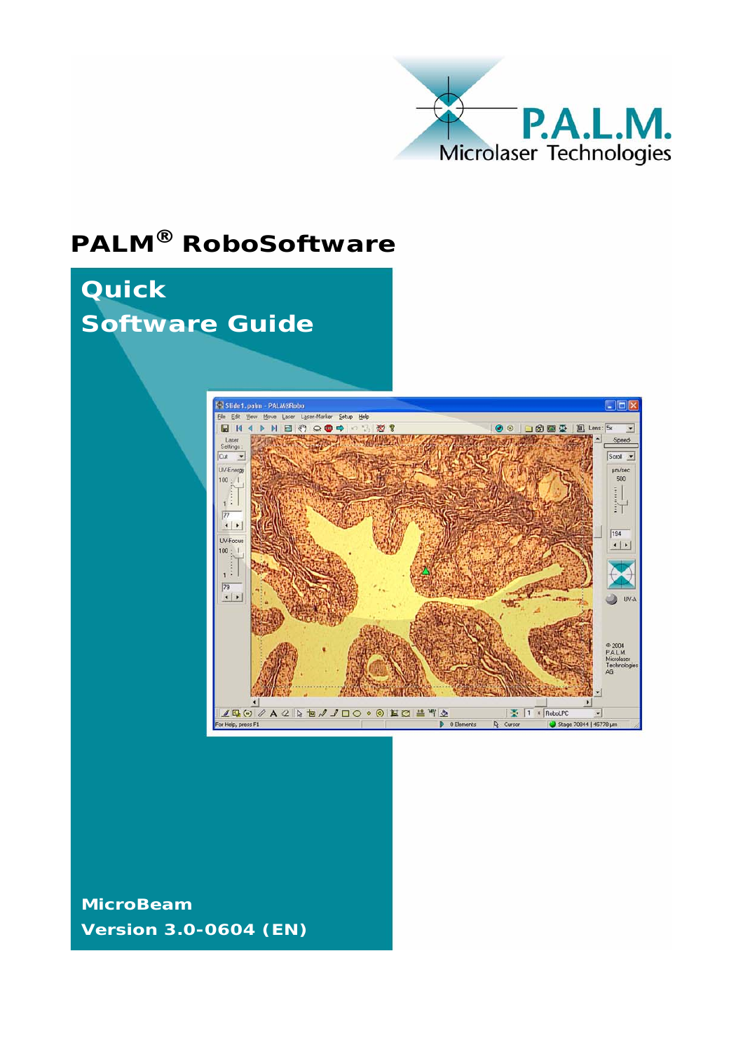P.A.L.M.
Microlaser Technologies

# PALM® RoboSoftware

## Quick
## Software Guide

**MicroBeam**
**Version 3.0-0604 (EN)**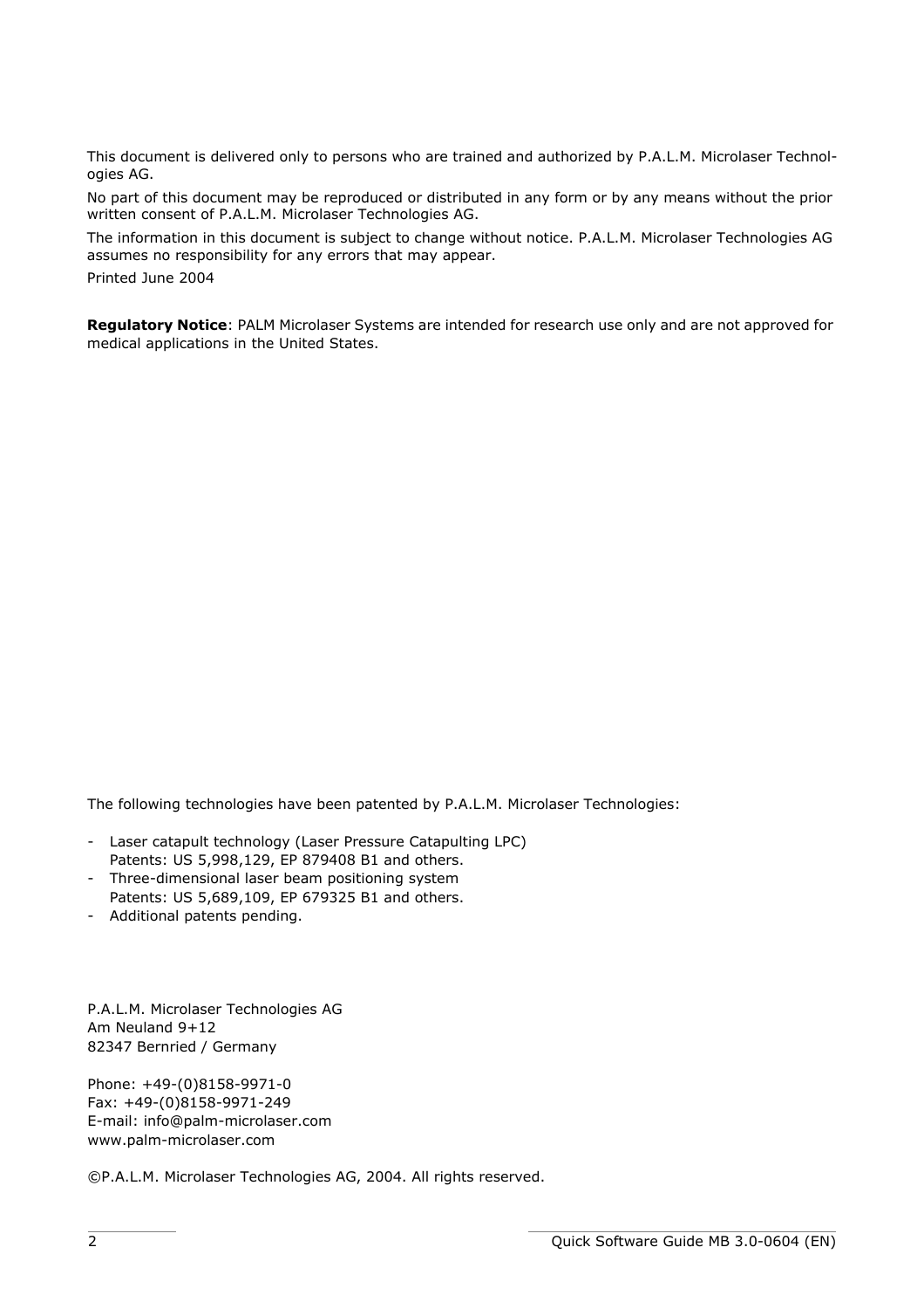This document is delivered only to persons who are trained and authorized by P.A.L.M. Microlaser Technologies AG.

No part of this document may be reproduced or distributed in any form or by any means without the prior written consent of P.A.L.M. Microlaser Technologies AG.

The information in this document is subject to change without notice. P.A.L.M. Microlaser Technologies AG assumes no responsibility for any errors that may appear.

Printed June 2004

**Regulatory Notice**: PALM Microlaser Systems are intended for research use only and are not approved for medical applications in the United States.

The following technologies have been patented by P.A.L.M. Microlaser Technologies:

- Laser catapult technology (Laser Pressure Catapulting LPC)
  Patents: US 5,998,129, EP 879408 B1 and others.
- Three-dimensional laser beam positioning system
  Patents: US 5,689,109, EP 679325 B1 and others.
- Additional patents pending.

P.A.L.M. Microlaser Technologies AG
Am Neuland 9+12
82347 Bernried / Germany

Phone: +49-(0)8158-9971-0
Fax: +49-(0)8158-9971-249
E-mail: info@palm-microlaser.com
www.palm-microlaser.com

©P.A.L.M. Microlaser Technologies AG, 2004. All rights reserved.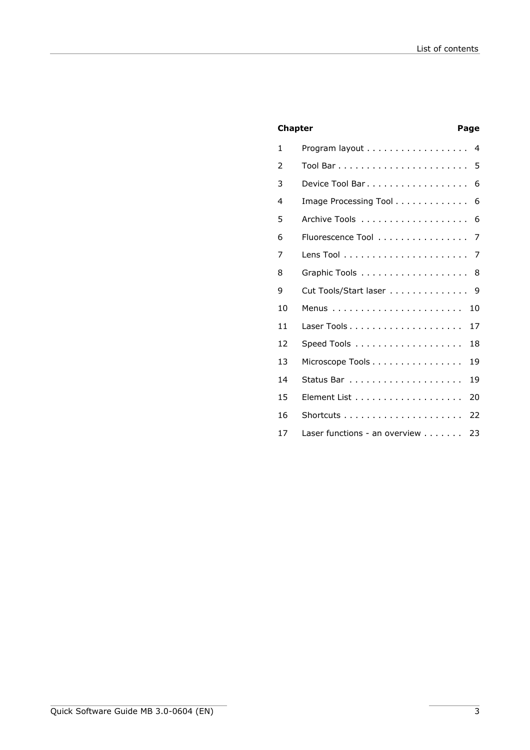| Chapter | | Page |
|---|---|---|
| 1 | Program layout | 4 |
| 2 | Tool Bar | 5 |
| 3 | Device Tool Bar | 6 |
| 4 | Image Processing Tool | 6 |
| 5 | Archive Tools | 6 |
| 6 | Fluorescence Tool | 7 |
| 7 | Lens Tool | 7 |
| 8 | Graphic Tools | 8 |
| 9 | Cut Tools/Start laser | 9 |
| 10 | Menus | 10 |
| 11 | Laser Tools | 17 |
| 12 | Speed Tools | 18 |
| 13 | Microscope Tools | 19 |
| 14 | Status Bar | 19 |
| 15 | Element List | 20 |
| 16 | Shortcuts | 22 |
| 17 | Laser functions - an overview | 23 |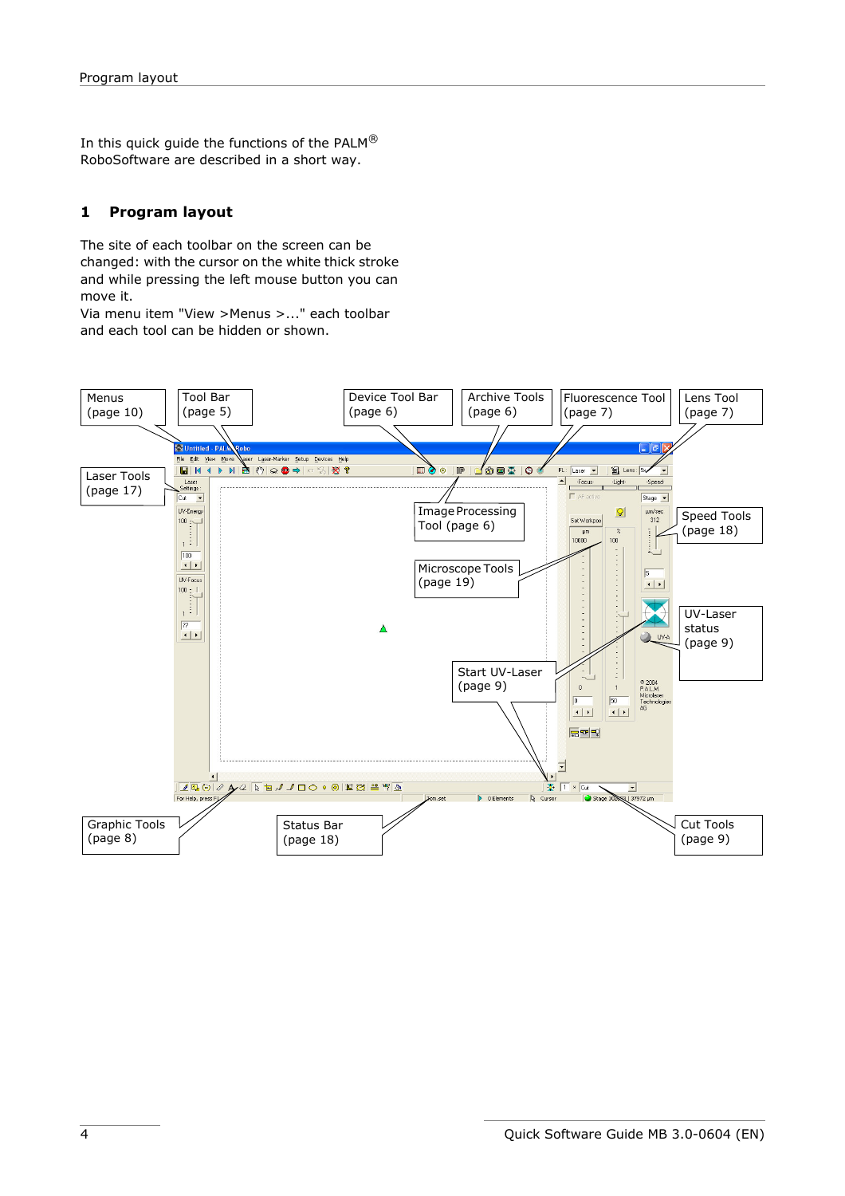In this quick guide the functions of the PALM® RoboSoftware are described in a short way.

# 1 Program layout

The site of each toolbar on the screen can be changed: with the cursor on the white thick stroke and while pressing the left mouse button you can move it.
Via menu item "View >Menus >..." each toolbar and each tool can be hidden or shown.

Menus (page 10)

Tool Bar (page 5)

Device Tool Bar (page 6)

Archive Tools (page 6)

Fluorescence Tool (page 7)

Lens Tool (page 7)

Laser Tools (page 17)

Image Processing Tool (page 6)

Speed Tools (page 18)

Microscope Tools (page 19)

UV-Laser status (page 9)

Start UV-Laser (page 9)

Graphic Tools (page 8)

Status Bar (page 18)

Cut Tools (page 9)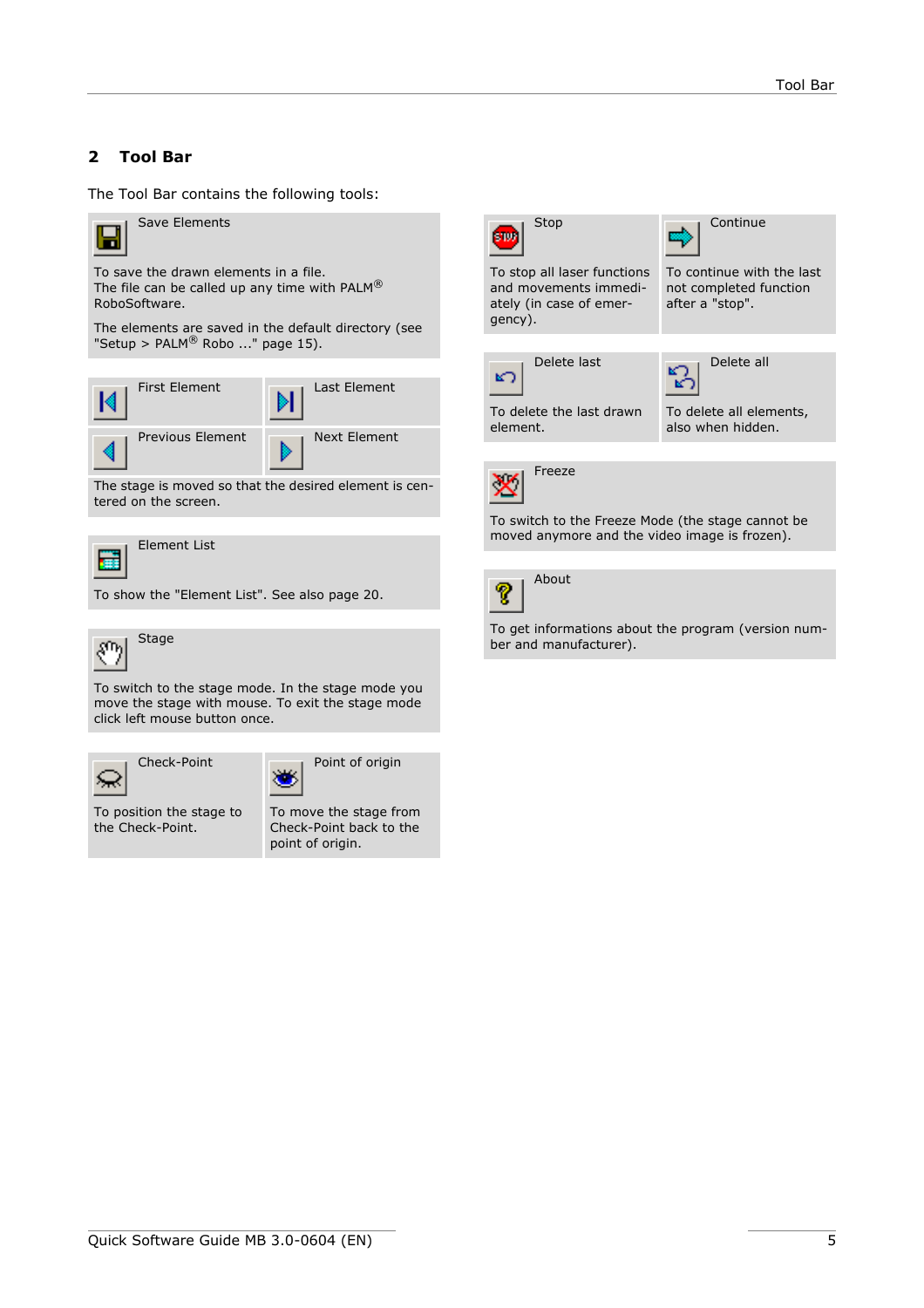# 2 Tool Bar

The Tool Bar contains the following tools:

**Save Elements**

To save the drawn elements in a file.
The file can be called up any time with PALM® RoboSoftware.

The elements are saved in the default directory (see "Setup > PALM® Robo ..." page 15).

**First Element**

**Last Element**

**Previous Element**

**Next Element**

The stage is moved so that the desired element is centered on the screen.

**Element List**

To show the "Element List". See also page 20.

**Stage**

To switch to the stage mode. In the stage mode you move the stage with mouse. To exit the stage mode click left mouse button once.

**Check-Point**

To position the stage to the Check-Point.

**Point of origin**

To move the stage from Check-Point back to the point of origin.

**Stop**

To stop all laser functions and movements immediately (in case of emergency).

**Continue**

To continue with the last not completed function after a "stop".

**Delete last**

To delete the last drawn element.

**Delete all**

To delete all elements, also when hidden.

**Freeze**

To switch to the Freeze Mode (the stage cannot be moved anymore and the video image is frozen).

**About**

To get informations about the program (version number and manufacturer).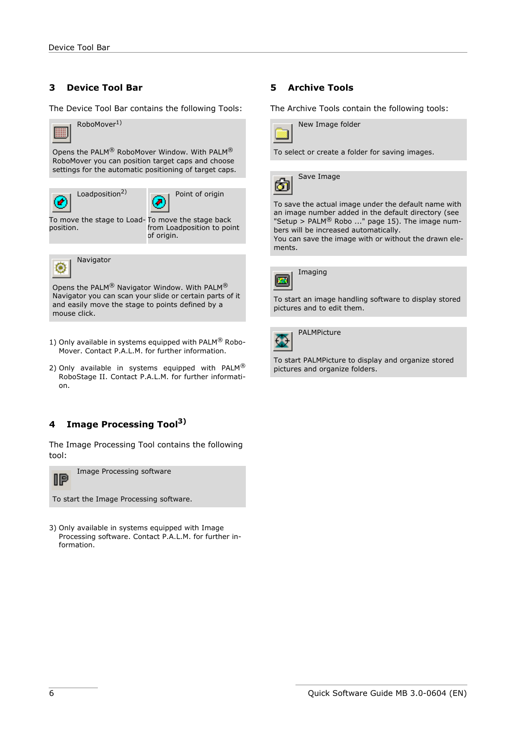## 3 Device Tool Bar

The Device Tool Bar contains the following Tools:

**RoboMover**[1]

Opens the PALM® RoboMover Window. With PALM® RoboMover you can position target caps and choose settings for the automatic positioning of target caps.

**Loadposition**[2]

To move the stage to Loadposition.

**Point of origin**

To move the stage back from Loadposition to point of origin.

**Navigator**

Opens the PALM® Navigator Window. With PALM® Navigator you can scan your slide or certain parts of it and easily move the stage to points defined by a mouse click.

1) Only available in systems equipped with PALM® RoboMover. Contact P.A.L.M. for further information.

2) Only available in systems equipped with PALM® RoboStage II. Contact P.A.L.M. for further information.

## 4 Image Processing Tool[3]

The Image Processing Tool contains the following tool:

**Image Processing software**

To start the Image Processing software.

3) Only available in systems equipped with Image Processing software. Contact P.A.L.M. for further information.

## 5 Archive Tools

The Archive Tools contain the following tools:

**New Image folder**

To select or create a folder for saving images.

**Save Image**

To save the actual image under the default name with an image number added in the default directory (see "Setup > PALM® Robo ..." page 15). The image numbers will be increased automatically.
You can save the image with or without the drawn elements.

**Imaging**

To start an image handling software to display stored pictures and to edit them.

**PALMPicture**

To start PALMPicture to display and organize stored pictures and organize folders.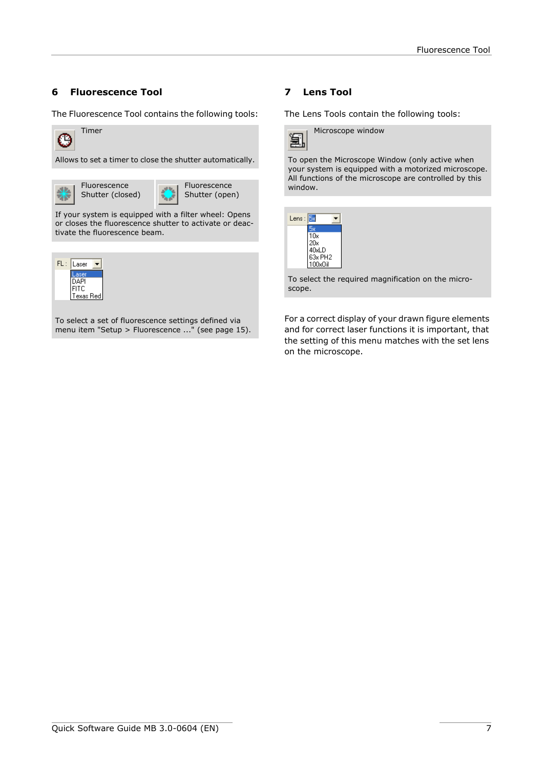## 6 Fluorescence Tool

The Fluorescence Tool contains the following tools:

**Timer**

Allows to set a timer to close the shutter automatically.

**Fluorescence Shutter (closed)** / **Fluorescence Shutter (open)**

If your system is equipped with a filter wheel: Opens or closes the fluorescence shutter to activate or deactivate the fluorescence beam.

FL : Laser

- Laser
- DAPI
- FITC
- Texas Red

To select a set of fluorescence settings defined via menu item "Setup > Fluorescence ..." (see page 15).

## 7 Lens Tool

The Lens Tools contain the following tools:

**Microscope window**

To open the Microscope Window (only active when your system is equipped with a motorized microscope. All functions of the microscope are controlled by this window.

Lens : 5x

- 5x
- 10x
- 20x
- 40xLD
- 63x PH2
- 100xOil

To select the required magnification on the microscope.

For a correct display of your drawn figure elements and for correct laser functions it is important, that the setting of this menu matches with the set lens on the microscope.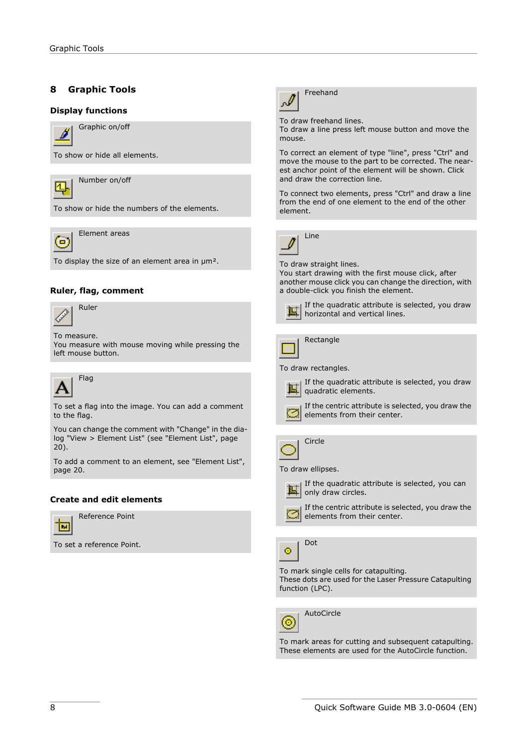# 8 Graphic Tools

## Display functions

**Graphic on/off**

To show or hide all elements.

**Number on/off**

To show or hide the numbers of the elements.

**Element areas**

To display the size of an element area in µm².

## Ruler, flag, comment

**Ruler**

To measure.
You measure with mouse moving while pressing the left mouse button.

**Flag**

To set a flag into the image. You can add a comment to the flag.

You can change the comment with "Change" in the dialog "View > Element List" (see "Element List", page 20).

To add a comment to an element, see "Element List", page 20.

## Create and edit elements

**Reference Point**

To set a reference Point.

**Freehand**

To draw freehand lines.
To draw a line press left mouse button and move the mouse.

To correct an element of type "line", press "Ctrl" and move the mouse to the part to be corrected. The nearest anchor point of the element will be shown. Click and draw the correction line.

To connect two elements, press "Ctrl" and draw a line from the end of one element to the end of the other element.

**Line**

To draw straight lines.
You start drawing with the first mouse click, after another mouse click you can change the direction, with a double-click you finish the element.

If the quadratic attribute is selected, you draw horizontal and vertical lines.

**Rectangle**

To draw rectangles.

If the quadratic attribute is selected, you draw quadratic elements.

If the centric attribute is selected, you draw the elements from their center.

**Circle**

To draw ellipses.

If the quadratic attribute is selected, you can only draw circles.

If the centric attribute is selected, you draw the elements from their center.

**Dot**

To mark single cells for catapulting.
These dots are used for the Laser Pressure Catapulting function (LPC).

**AutoCircle**

To mark areas for cutting and subsequent catapulting.
These elements are used for the AutoCircle function.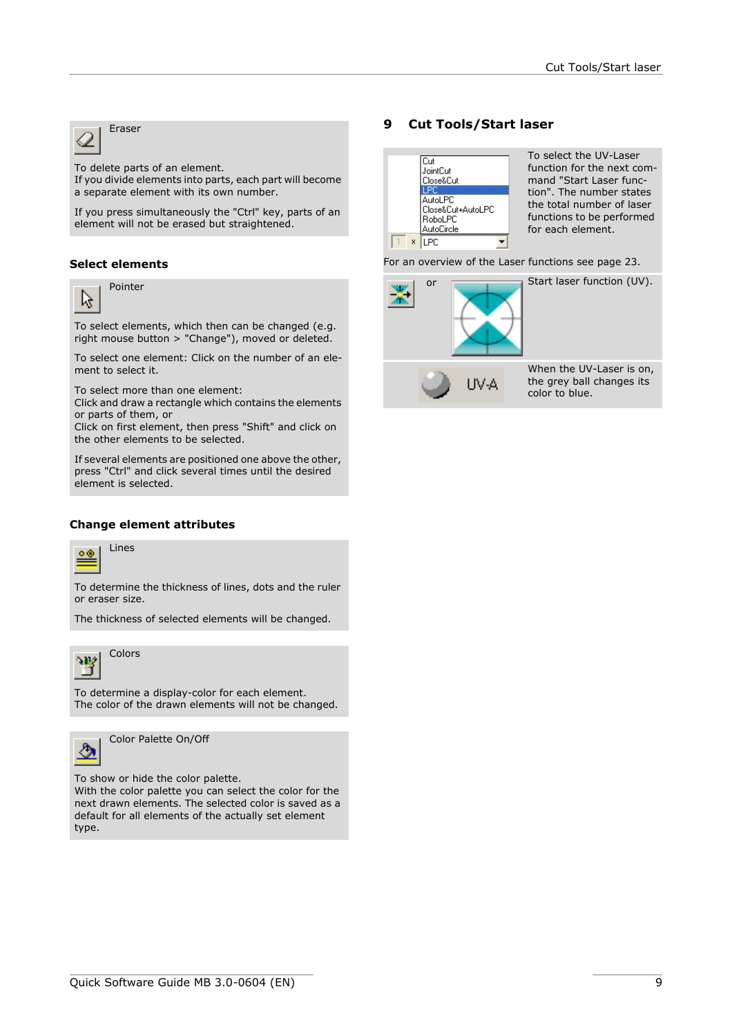Eraser

To delete parts of an element.
If you divide elements into parts, each part will become a separate element with its own number.

If you press simultaneously the "Ctrl" key, parts of an element will not be erased but straightened.

### Select elements

Pointer

To select elements, which then can be changed (e.g. right mouse button > "Change"), moved or deleted.

To select one element: Click on the number of an element to select it.

To select more than one element:
Click and draw a rectangle which contains the elements or parts of them, or
Click on first element, then press "Shift" and click on the other elements to be selected.

If several elements are positioned one above the other, press "Ctrl" and click several times until the desired element is selected.

### Change element attributes

Lines

To determine the thickness of lines, dots and the ruler or eraser size.

The thickness of selected elements will be changed.

Colors

To determine a display-color for each element.
The color of the drawn elements will not be changed.

Color Palette On/Off

To show or hide the color palette.
With the color palette you can select the color for the next drawn elements. The selected color is saved as a default for all elements of the actually set element type.

## 9 Cut Tools/Start laser

Cut
JointCut
Close&Cut
LPC
AutoLPC
Close&Cut+AutoLPC
RoboLPC
AutoCircle

1 x LPC

To select the UV-Laser function for the next command "Start Laser function". The number states the total number of laser functions to be performed for each element.

For an overview of the Laser functions see page 23.

or

Start laser function (UV).

UV-A

When the UV-Laser is on, the grey ball changes its color to blue.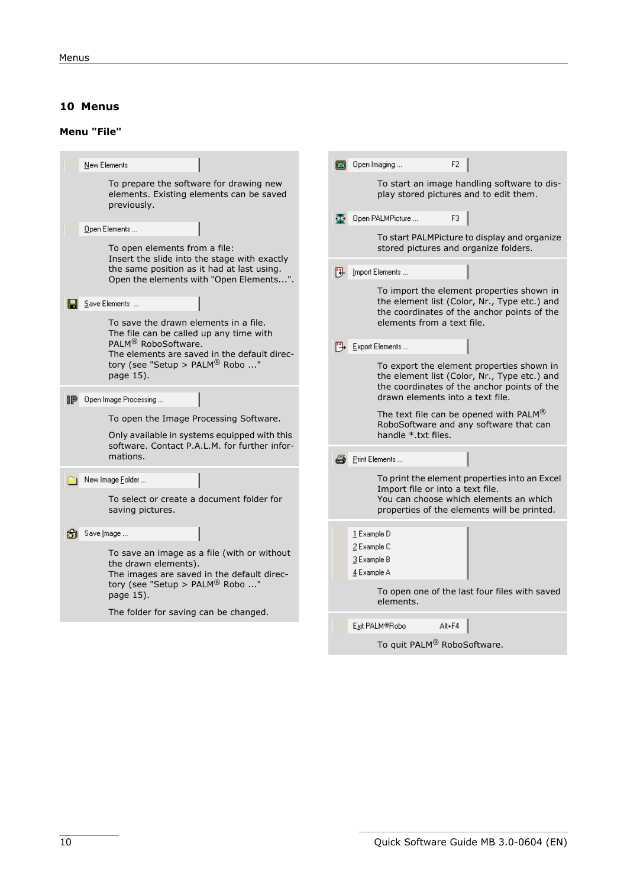# 10 Menus

## Menu "File"

**New Elements**

To prepare the software for drawing new elements. Existing elements can be saved previously.

**Open Elements ...**

To open elements from a file:
Insert the slide into the stage with exactly the same position as it had at last using.
Open the elements with "Open Elements...".

**Save Elements ...**

To save the drawn elements in a file.
The file can be called up any time with PALM® RoboSoftware.
The elements are saved in the default directory (see "Setup > PALM® Robo ..." page 15).

**Open Image Processing ...**

To open the Image Processing Software.

Only available in systems equipped with this software. Contact P.A.L.M. for further informations.

**New Image Folder ...**

To select or create a document folder for saving pictures.

**Save Image ...**

To save an image as a file (with or without the drawn elements).
The images are saved in the default directory (see "Setup > PALM® Robo ..." page 15).

The folder for saving can be changed.

**Open Imaging ...** F2

To start an image handling software to display stored pictures and to edit them.

**Open PALMPicture ...** F3

To start PALMPicture to display and organize stored pictures and organize folders.

**Import Elements ...**

To import the element properties shown in the element list (Color, Nr., Type etc.) and the coordinates of the anchor points of the elements from a text file.

**Export Elements ...**

To export the element properties shown in the element list (Color, Nr., Type etc.) and the coordinates of the anchor points of the drawn elements into a text file.

The text file can be opened with PALM® RoboSoftware and any software that can handle *.txt files.

**Print Elements ...**

To print the element properties into an Excel Import file or into a text file.
You can choose which elements an which properties of the elements will be printed.

**1 Example D**
**2 Example C**
**3 Example B**
**4 Example A**

To open one of the last four files with saved elements.

**Exit PALM®Robo** Alt+F4

To quit PALM® RoboSoftware.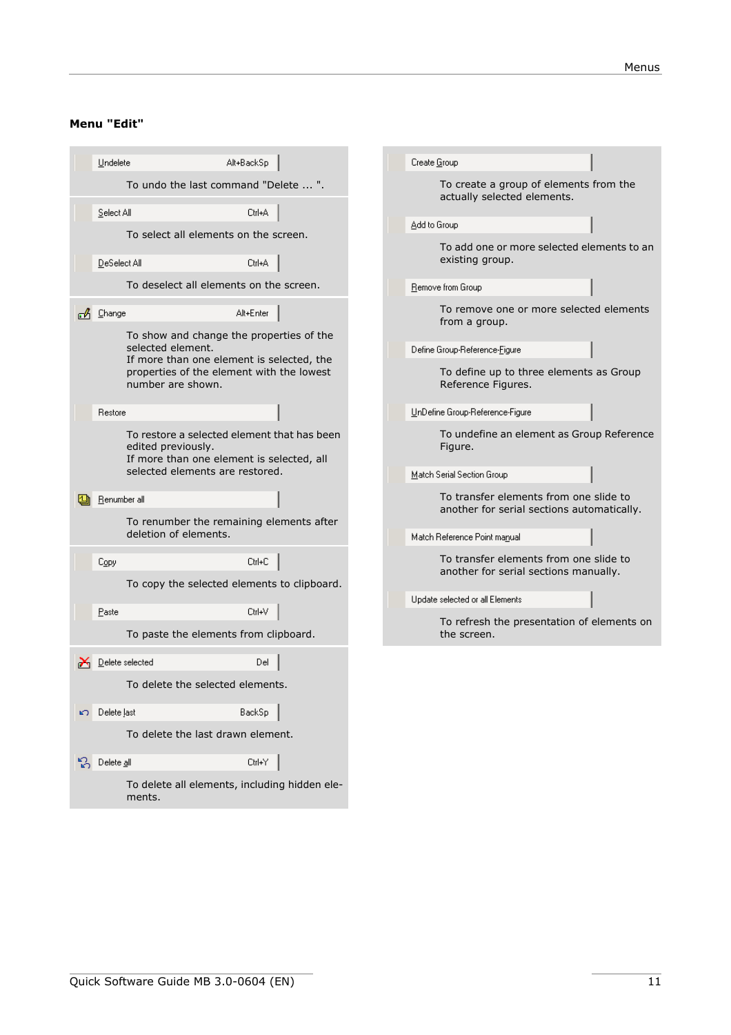### Menu "Edit"

**Undelete** Alt+BackSp

To undo the last command "Delete ... ".

**Select All** Ctrl+A

To select all elements on the screen.

**DeSelect All** Ctrl+A

To deselect all elements on the screen.

**Change** Alt+Enter

To show and change the properties of the selected element.
If more than one element is selected, the properties of the element with the lowest number are shown.

**Restore**

To restore a selected element that has been edited previously.
If more than one element is selected, all selected elements are restored.

**Renumber all**

To renumber the remaining elements after deletion of elements.

**Copy** Ctrl+C

To copy the selected elements to clipboard.

**Paste** Ctrl+V

To paste the elements from clipboard.

**Delete selected** Del

To delete the selected elements.

**Delete last** BackSp

To delete the last drawn element.

**Delete all** Ctrl+Y

To delete all elements, including hidden elements.

**Create Group**

To create a group of elements from the actually selected elements.

**Add to Group**

To add one or more selected elements to an existing group.

**Remove from Group**

To remove one or more selected elements from a group.

**Define Group-Reference-Figure**

To define up to three elements as Group Reference Figures.

**UnDefine Group-Reference-Figure**

To undefine an element as Group Reference Figure.

**Match Serial Section Group**

To transfer elements from one slide to another for serial sections automatically.

**Match Reference Point manual**

To transfer elements from one slide to another for serial sections manually.

**Update selected or all Elements**

To refresh the presentation of elements on the screen.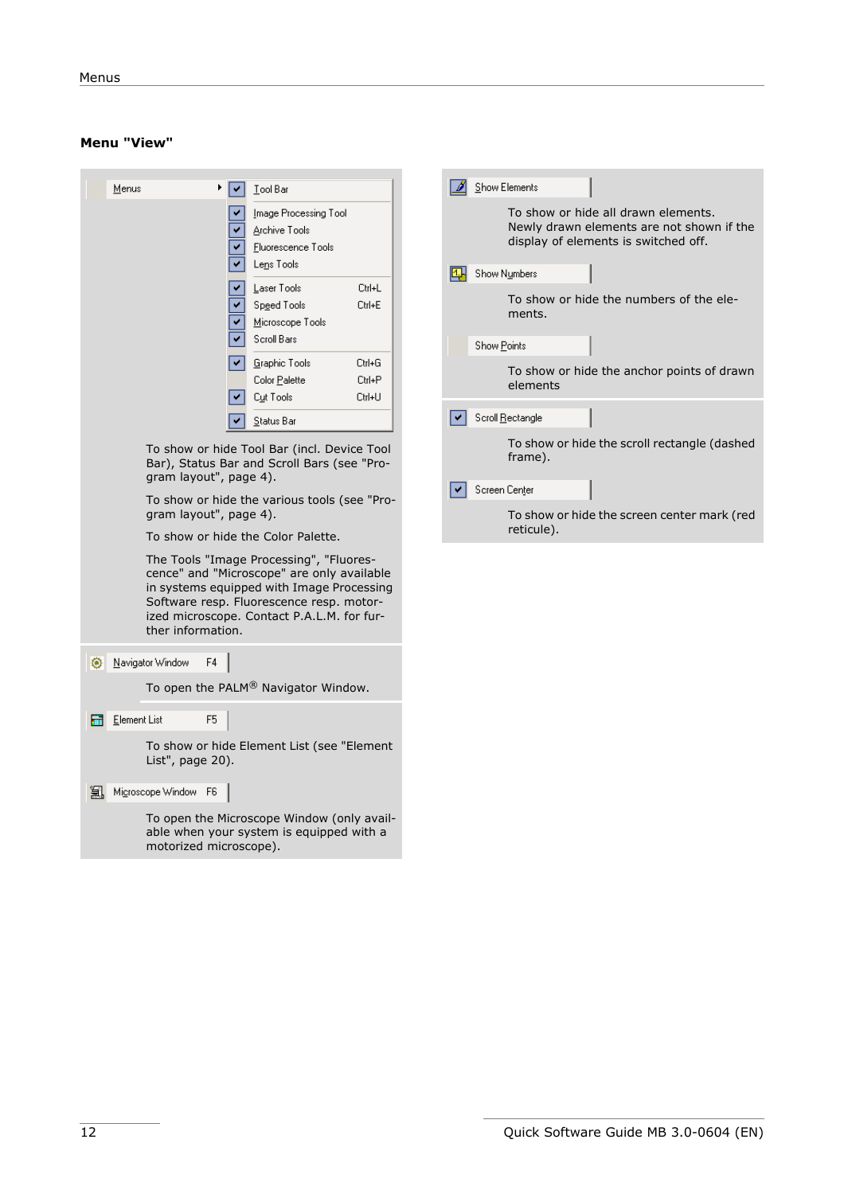## Menu "View"

Menus ▸ Tool Bar / Image Processing Tool / Archive Tools / Fluorescence Tools / Lens Tools / Laser Tools (Ctrl+L) / Speed Tools (Ctrl+E) / Microscope Tools / Scroll Bars / Graphic Tools (Ctrl+G) / Color Palette (Ctrl+P) / Cut Tools (Ctrl+U) / Status Bar

To show or hide Tool Bar (incl. Device Tool Bar), Status Bar and Scroll Bars (see "Program layout", page 4).

To show or hide the various tools (see "Program layout", page 4).

To show or hide the Color Palette.

The Tools "Image Processing", "Fluorescence" and "Microscope" are only available in systems equipped with Image Processing Software resp. Fluorescence resp. motorized microscope. Contact P.A.L.M. for further information.

**Navigator Window** F4

To open the PALM® Navigator Window.

**Element List** F5

To show or hide Element List (see "Element List", page 20).

**Microscope Window** F6

To open the Microscope Window (only available when your system is equipped with a motorized microscope).

**Show Elements**

To show or hide all drawn elements. Newly drawn elements are not shown if the display of elements is switched off.

**Show Numbers**

To show or hide the numbers of the elements.

**Show Points**

To show or hide the anchor points of drawn elements

**Scroll Rectangle**

To show or hide the scroll rectangle (dashed frame).

**Screen Center**

To show or hide the screen center mark (red reticule).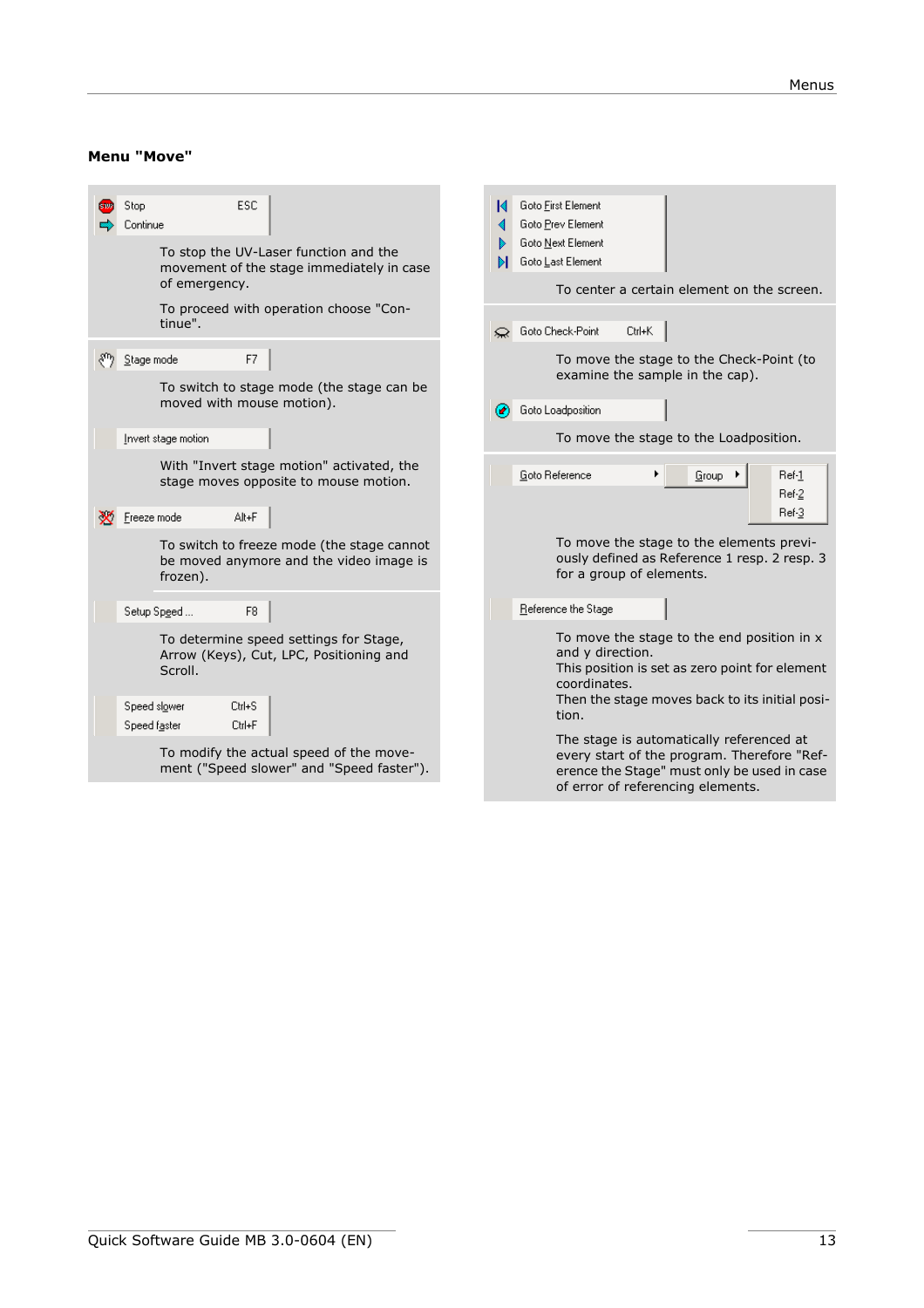### Menu "Move"

Stop ESC
Continue

To stop the UV-Laser function and the movement of the stage immediately in case of emergency.

To proceed with operation choose "Continue".

Stage mode F7

To switch to stage mode (the stage can be moved with mouse motion).

Invert stage motion

With "Invert stage motion" activated, the stage moves opposite to mouse motion.

Freeze mode Alt+F

To switch to freeze mode (the stage cannot be moved anymore and the video image is frozen).

Setup Speed ... F8

To determine speed settings for Stage, Arrow (Keys), Cut, LPC, Positioning and Scroll.

Speed slower Ctrl+S
Speed faster Ctrl+F

To modify the actual speed of the movement ("Speed slower" and "Speed faster").

Goto First Element
Goto Prev Element
Goto Next Element
Goto Last Element

To center a certain element on the screen.

Goto Check-Point Ctrl+K

To move the stage to the Check-Point (to examine the sample in the cap).

Goto Loadposition

To move the stage to the Loadposition.

Goto Reference ▸ Group ▸ Ref-1 / Ref-2 / Ref-3

To move the stage to the elements previously defined as Reference 1 resp. 2 resp. 3 for a group of elements.

Reference the Stage

To move the stage to the end position in x and y direction.
This position is set as zero point for element coordinates.
Then the stage moves back to its initial position.

The stage is automatically referenced at every start of the program. Therefore "Reference the Stage" must only be used in case of error of referencing elements.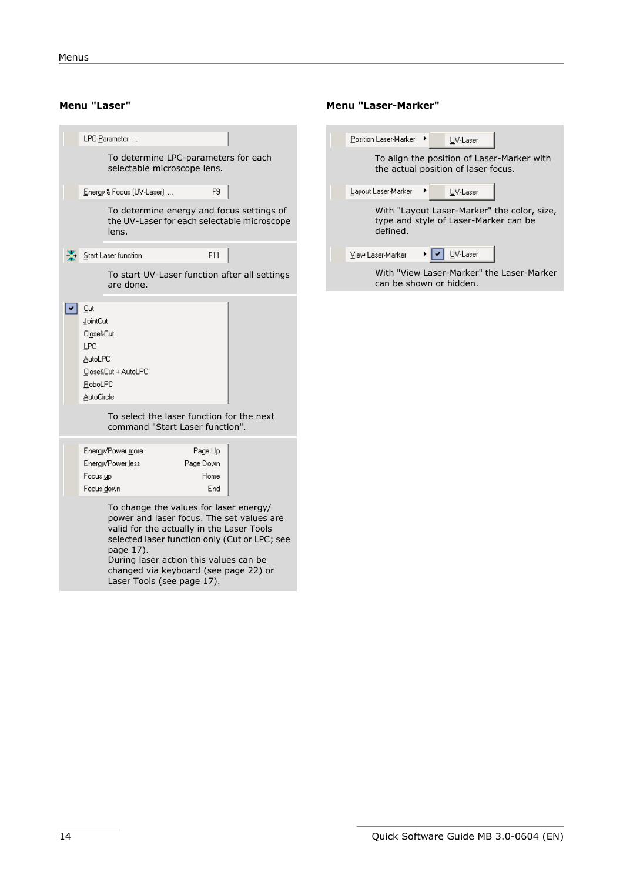## Menu "Laser"

LPC-Parameter ...

To determine LPC-parameters for each selectable microscope lens.

Energy & Focus (UV-Laser) ... F9

To determine energy and focus settings of the UV-Laser for each selectable microscope lens.

Start Laser function F11

To start UV-Laser function after all settings are done.

- Cut
- JointCut
- Close&Cut
- LPC
- AutoLPC
- Close&Cut + AutoLPC
- RoboLPC
- AutoCircle

To select the laser function for the next command "Start Laser function".

| | |
|---|---|
| Energy/Power more | Page Up |
| Energy/Power less | Page Down |
| Focus up | Home |
| Focus down | End |

To change the values for laser energy/ power and laser focus. The set values are valid for the actually in the Laser Tools selected laser function only (Cut or LPC; see page 17).
During laser action this values can be changed via keyboard (see page 22) or Laser Tools (see page 17).

## Menu "Laser-Marker"

Position Laser-Marker ▸ UV-Laser

To align the position of Laser-Marker with the actual position of laser focus.

Layout Laser-Marker ▸ UV-Laser

With "Layout Laser-Marker" the color, size, type and style of Laser-Marker can be defined.

View Laser-Marker ▸ UV-Laser

With "View Laser-Marker" the Laser-Marker can be shown or hidden.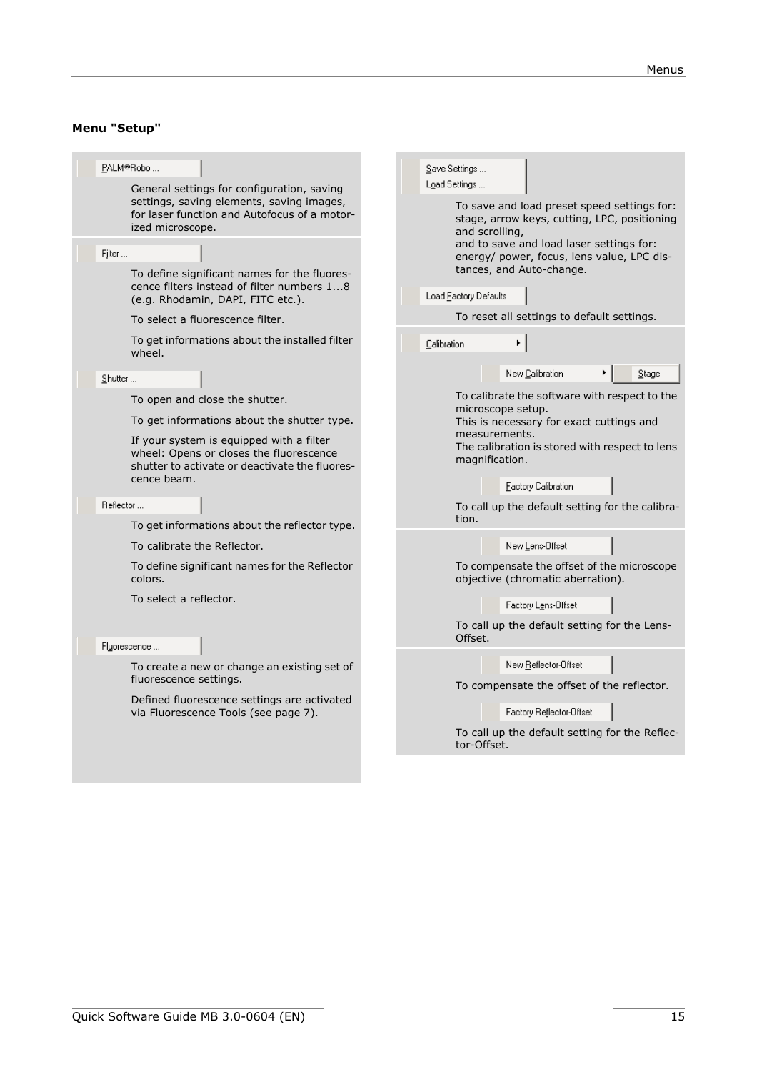## Menu "Setup"

**PALM®Robo ...**

General settings for configuration, saving settings, saving elements, saving images, for laser function and Autofocus of a motorized microscope.

**Filter ...**

To define significant names for the fluorescence filters instead of filter numbers 1...8 (e.g. Rhodamin, DAPI, FITC etc.).

To select a fluorescence filter.

To get informations about the installed filter wheel.

**Shutter ...**

To open and close the shutter.

To get informations about the shutter type.

If your system is equipped with a filter wheel: Opens or closes the fluorescence shutter to activate or deactivate the fluorescence beam.

**Reflector ...**

To get informations about the reflector type.

To calibrate the Reflector.

To define significant names for the Reflector colors.

To select a reflector.

**Fluorescence ...**

To create a new or change an existing set of fluorescence settings.

Defined fluorescence settings are activated via Fluorescence Tools (see page 7).

**Save Settings ...**
**Load Settings ...**

To save and load preset speed settings for: stage, arrow keys, cutting, LPC, positioning and scrolling,
and to save and load laser settings for: energy/ power, focus, lens value, LPC distances, and Auto-change.

**Load Factory Defaults**

To reset all settings to default settings.

**Calibration ▸**

**New Calibration ▸ Stage**

To calibrate the software with respect to the microscope setup.
This is necessary for exact cuttings and measurements.
The calibration is stored with respect to lens magnification.

**Factory Calibration**

To call up the default setting for the calibration.

**New Lens-Offset**

To compensate the offset of the microscope objective (chromatic aberration).

**Factory Lens-Offset**

To call up the default setting for the Lens-Offset.

**New Reflector-Offset**

To compensate the offset of the reflector.

**Factory Reflector-Offset**

To call up the default setting for the Reflector-Offset.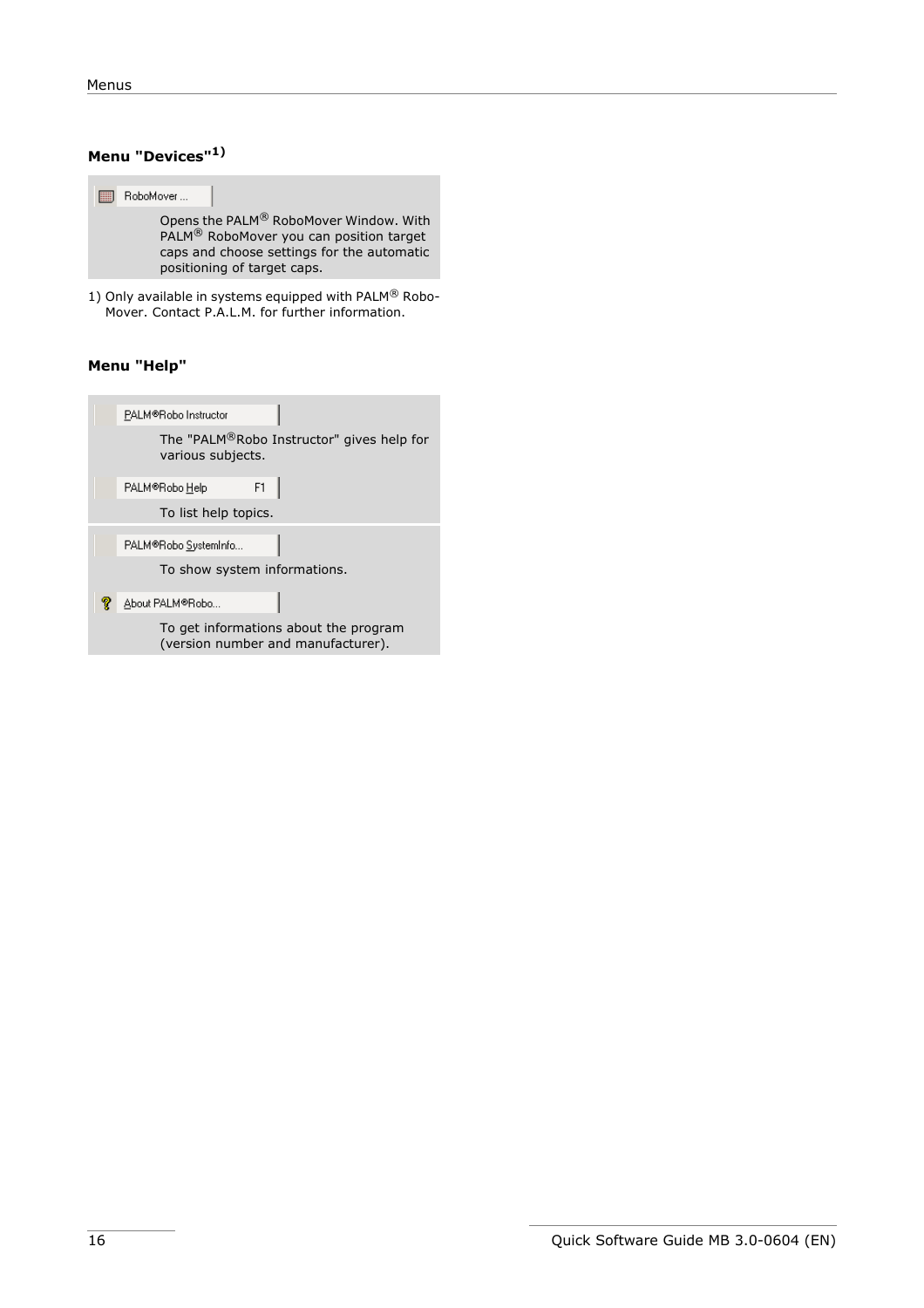### Menu "Devices"[1)]

**RoboMover ...**

Opens the PALM® RoboMover Window. With PALM® RoboMover you can position target caps and choose settings for the automatic positioning of target caps.

1) Only available in systems equipped with PALM® RoboMover. Contact P.A.L.M. for further information.

### Menu "Help"

**PALM®Robo Instructor**

The "PALM®Robo Instructor" gives help for various subjects.

**PALM®Robo Help F1**

To list help topics.

**PALM®Robo SystemInfo...**

To show system informations.

**About PALM®Robo...**

To get informations about the program (version number and manufacturer).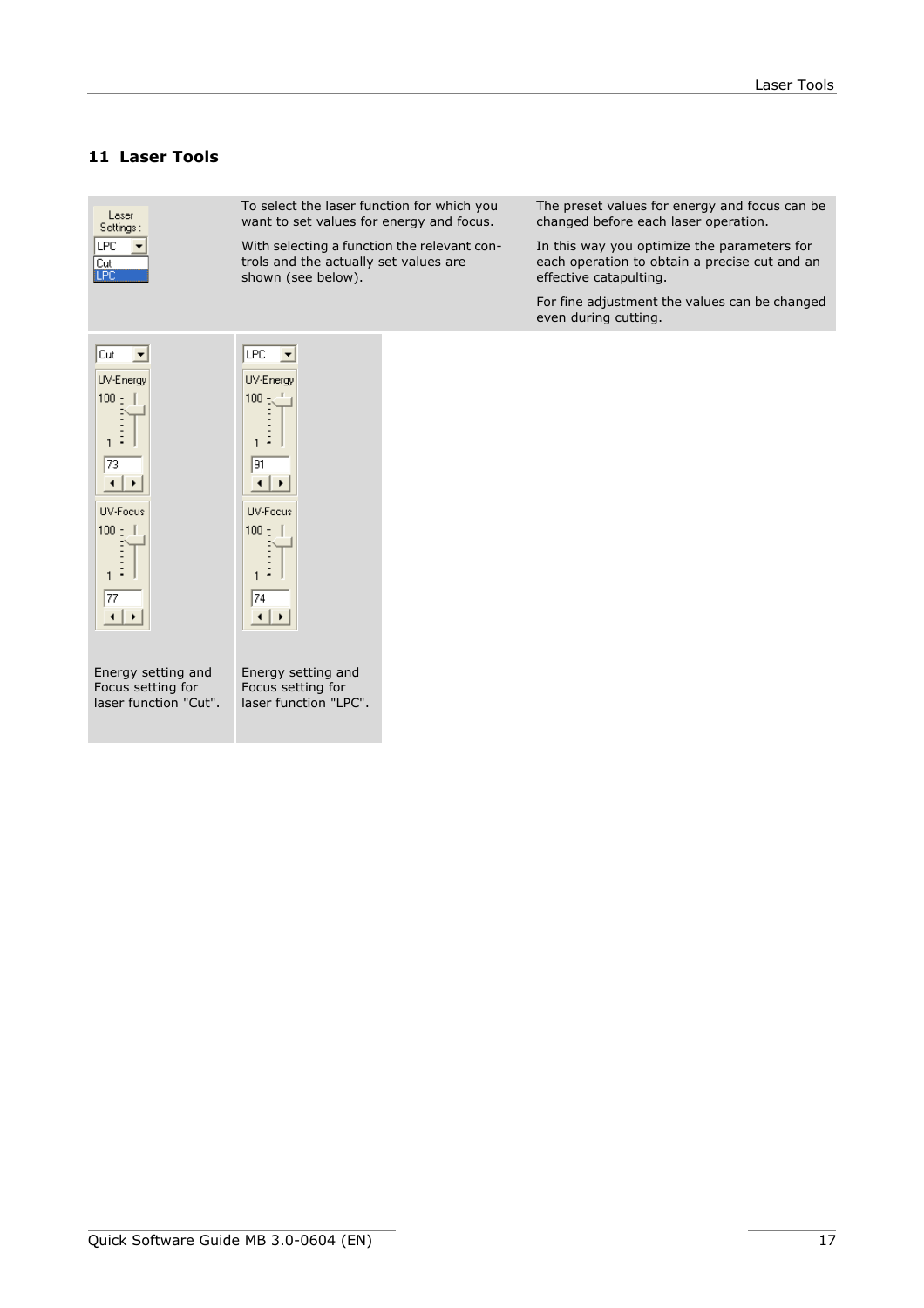# 11 Laser Tools

Laser Settings:
LPC
Cut
LPC

To select the laser function for which you want to set values for energy and focus.

With selecting a function the relevant controls and the actually set values are shown (see below).

The preset values for energy and focus can be changed before each laser operation.

In this way you optimize the parameters for each operation to obtain a precise cut and an effective catapulting.

For fine adjustment the values can be changed even during cutting.

| Cut | LPC |
|---|---|
| UV-Energy: 100 – 1, 73 | UV-Energy: 100 – 1, 91 |
| UV-Focus: 100 – 1, 77 | UV-Focus: 100 – 1, 74 |
| Energy setting and Focus setting for laser function "Cut". | Energy setting and Focus setting for laser function "LPC". |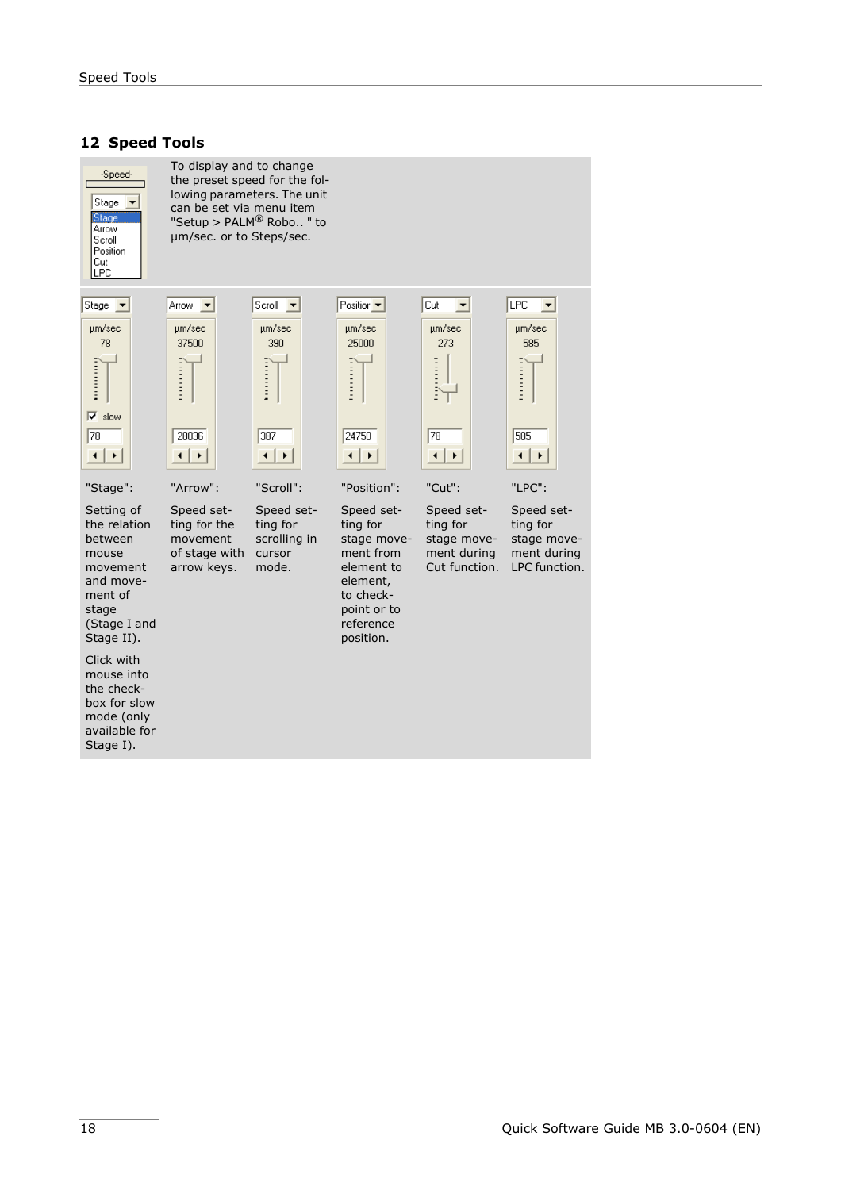## 12 Speed Tools

To display and to change the preset speed for the following parameters. The unit can be set via menu item "Setup > PALM® Robo.. " to µm/sec. or to Steps/sec.

| "Stage": | "Arrow": | "Scroll": | "Position": | "Cut": | "LPC": |
|---|---|---|---|---|---|
| Setting of the relation between mouse movement and movement of stage (Stage I and Stage II). Click with mouse into the checkbox for slow mode (only available for Stage I). | Speed setting for the movement of stage with arrow keys. | Speed setting for scrolling in cursor mode. | Speed setting for stage movement from element to element, to checkpoint or to reference position. | Speed setting for stage movement during Cut function. | Speed setting for stage movement during LPC function. |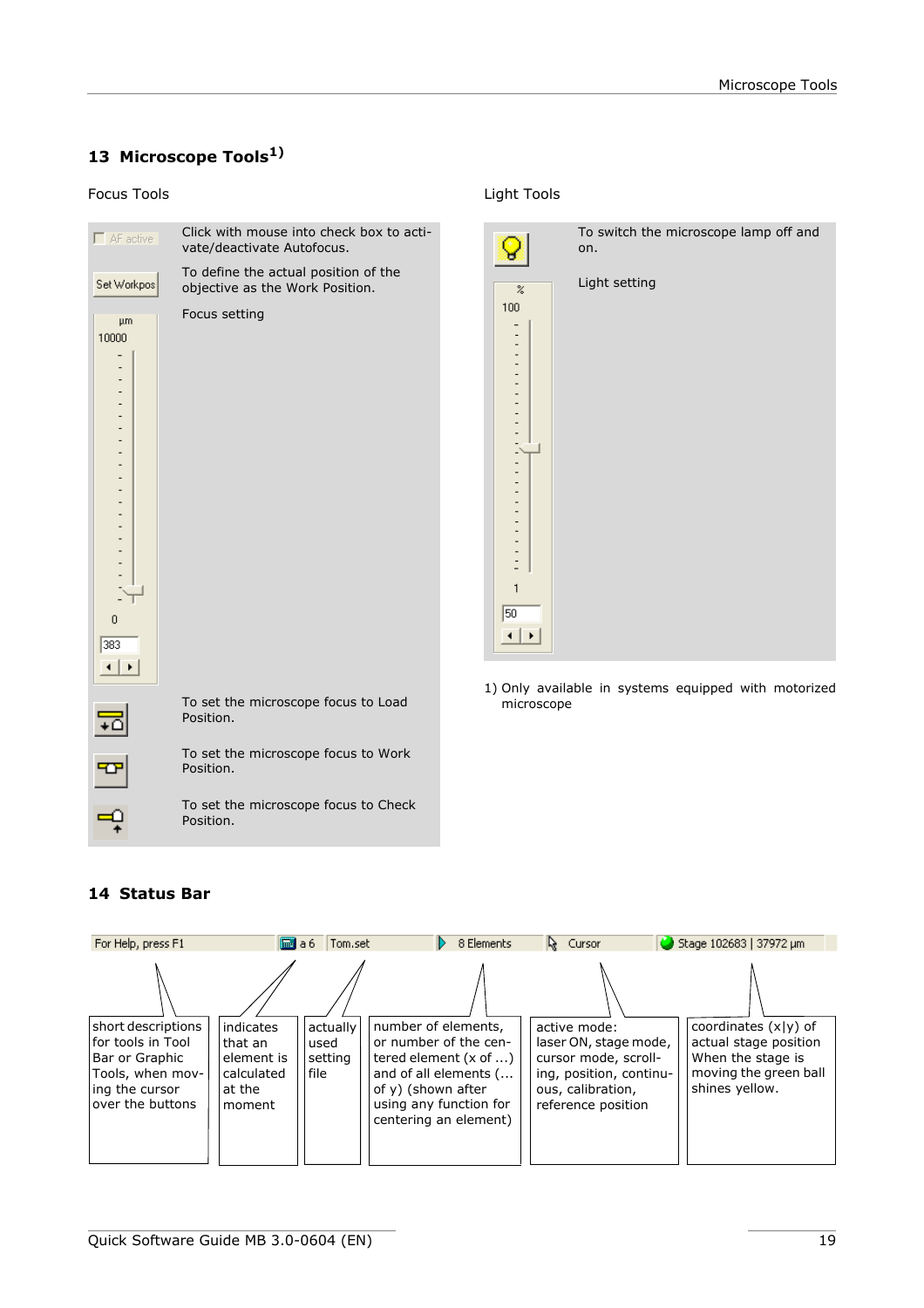# 13 Microscope Tools[1)]

## Focus Tools

| Control | Description |
|---|---|
| AF active | Click with mouse into check box to activate/deactivate Autofocus. |
| Set Workpos | To define the actual position of the objective as the Work Position. |
| µm 10000 … 0 (383) | Focus setting |
| | To set the microscope focus to Load Position. |
| | To set the microscope focus to Work Position. |
| | To set the microscope focus to Check Position. |

## Light Tools

| Control | Description |
|---|---|
| | To switch the microscope lamp off and on. |
| % 100 … 1 (50) | Light setting |

1) Only available in systems equipped with motorized microscope

# 14 Status Bar

| For Help, press F1 | a 6 | Tom.set | 8 Elements | Cursor | Stage 102683 \| 37972 µm |
|---|---|---|---|---|---|
| short descriptions for tools in Tool Bar or Graphic Tools, when moving the cursor over the buttons | indicates that an element is calculated at the moment | actually used setting file | number of elements, or number of the centered element (x of ...) and of all elements (... of y) (shown after using any function for centering an element) | active mode: laser ON, stage mode, cursor mode, scrolling, position, continuous, calibration, reference position | coordinates (x\|y) of actual stage position When the stage is moving the green ball shines yellow. |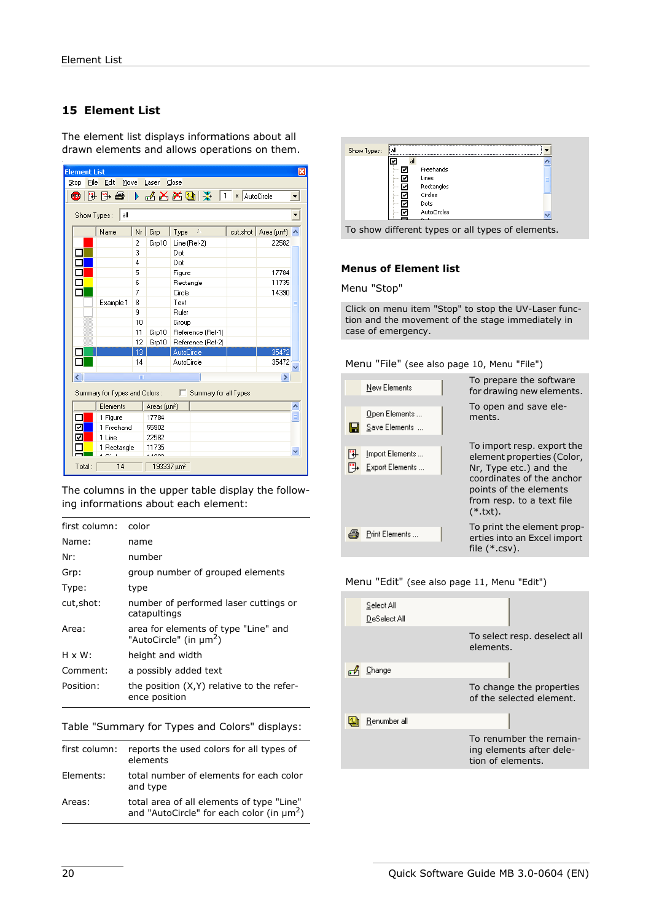## 15 Element List

The element list displays informations about all drawn elements and allows operations on them.

The columns in the upper table display the following informations about each element:

| | |
|---|---|
| first column: | color |
| Name: | name |
| Nr: | number |
| Grp: | group number of grouped elements |
| Type: | type |
| cut,shot: | number of performed laser cuttings or catapultings |
| Area: | area for elements of type "Line" and "AutoCircle" (in µm$^2$) |
| H x W: | height and width |
| Comment: | a possibly added text |
| Position: | the position (X,Y) relative to the reference position |

Table "Summary for Types and Colors" displays:

| | |
|---|---|
| first column: | reports the used colors for all types of elements |
| Elements: | total number of elements for each color and type |
| Areas: | total area of all elements of type "Line" and "AutoCircle" for each color (in µm$^2$) |

To show different types or all types of elements.

### Menus of Element list

Menu "Stop"

Click on menu item "Stop" to stop the UV-Laser function and the movement of the stage immediately in case of emergency.

Menu "File" (see also page 10, Menu "File")

| | |
|---|---|
| New Elements | To prepare the software for drawing new elements. |
| Open Elements ... / Save Elements ... | To open and save elements. |
| Import Elements ... / Export Elements ... | To import resp. export the element properties (Color, Nr, Type etc.) and the coordinates of the anchor points of the elements from resp. to a text file (*.txt). |
| Print Elements ... | To print the element properties into an Excel import file (*.csv). |

Menu "Edit" (see also page 11, Menu "Edit")

| | |
|---|---|
| Select All / DeSelect All | To select resp. deselect all elements. |
| Change | To change the properties of the selected element. |
| Renumber all | To renumber the remaining elements after deletion of elements. |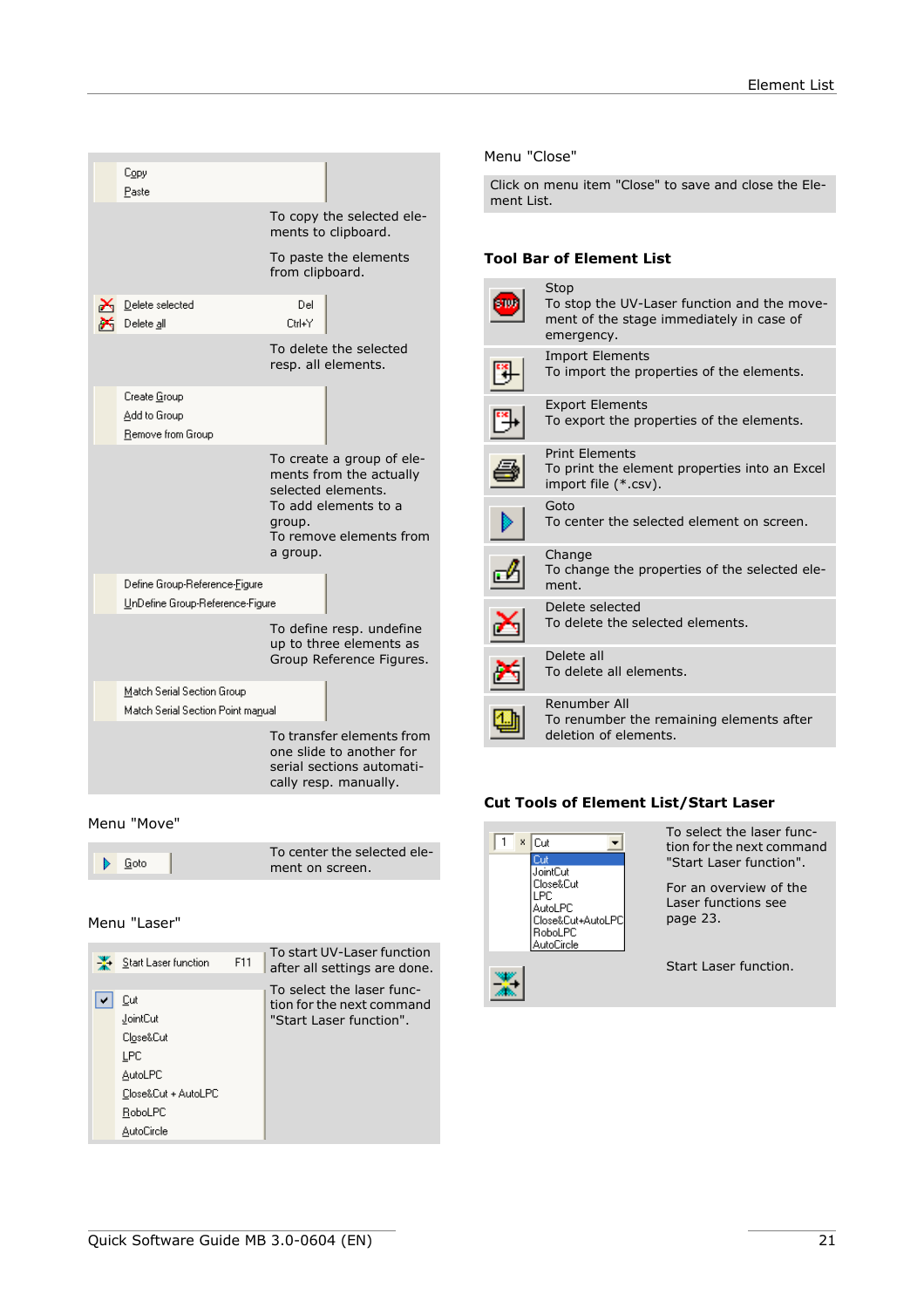| Menu item | Description |
|---|---|
| Copy<br>Paste | To copy the selected elements to clipboard.<br>To paste the elements from clipboard. |
| Delete selected (Del)<br>Delete all (Ctrl+Y) | To delete the selected resp. all elements. |
| Create Group<br>Add to Group<br>Remove from Group | To create a group of elements from the actually selected elements.<br>To add elements to a group.<br>To remove elements from a group. |
| Define Group-Reference-Figure<br>UnDefine Group-Reference-Figure | To define resp. undefine up to three elements as Group Reference Figures. |
| Match Serial Section Group<br>Match Serial Section Point manual | To transfer elements from one slide to another for serial sections automatically resp. manually. |

Menu "Move"

| Menu item | Description |
|---|---|
| Goto | To center the selected element on screen. |

Menu "Laser"

| Menu item | Description |
|---|---|
| Start Laser function (F11) | To start UV-Laser function after all settings are done. |
| Cut<br>JointCut<br>Close&Cut<br>LPC<br>AutoLPC<br>Close&Cut + AutoLPC<br>RoboLPC<br>AutoCircle | To select the laser function for the next command "Start Laser function". |

Menu "Close"

Click on menu item "Close" to save and close the Element List.

## Tool Bar of Element List

| Tool | Description |
|---|---|
| Stop | To stop the UV-Laser function and the movement of the stage immediately in case of emergency. |
| Import Elements | To import the properties of the elements. |
| Export Elements | To export the properties of the elements. |
| Print Elements | To print the element properties into an Excel import file (*.csv). |
| Goto | To center the selected element on screen. |
| Change | To change the properties of the selected element. |
| Delete selected | To delete the selected elements. |
| Delete all | To delete all elements. |
| Renumber All | To renumber the remaining elements after deletion of elements. |

## Cut Tools of Element List/Start Laser

| Tool | Description |
|---|---|
| Cut<br>JointCut<br>Close&Cut<br>LPC<br>AutoLPC<br>Close&Cut+AutoLPC<br>RoboLPC<br>AutoCircle | To select the laser function for the next command "Start Laser function".<br><br>For an overview of the Laser functions see page 23. |
| Start Laser function button | Start Laser function. |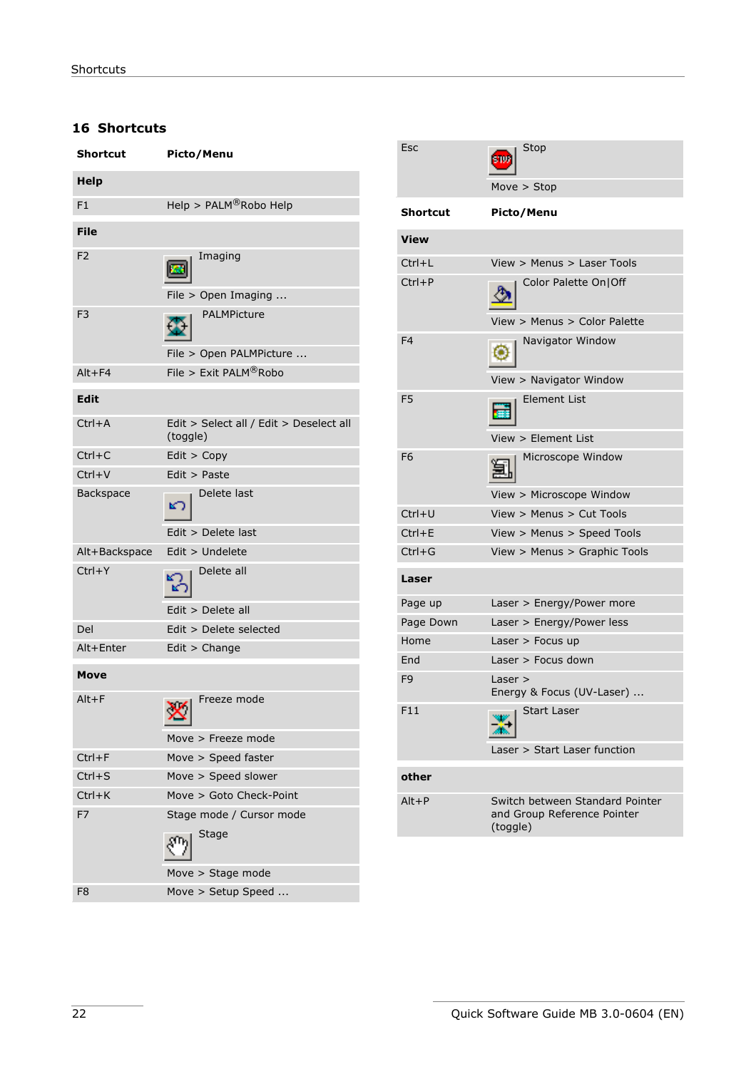## 16 Shortcuts

| Shortcut | Picto/Menu |
|---|---|
| **Help** | |
| F1 | Help > PALM®Robo Help |
| **File** | |
| F2 | Imaging<br>File > Open Imaging ... |
| F3 | PALMPicture<br>File > Open PALMPicture ... |
| Alt+F4 | File > Exit PALM®Robo |
| **Edit** | |
| Ctrl+A | Edit > Select all / Edit > Deselect all (toggle) |
| Ctrl+C | Edit > Copy |
| Ctrl+V | Edit > Paste |
| Backspace | Delete last<br>Edit > Delete last |
| Alt+Backspace | Edit > Undelete |
| Ctrl+Y | Delete all<br>Edit > Delete all |
| Del | Edit > Delete selected |
| Alt+Enter | Edit > Change |
| **Move** | |
| Alt+F | Freeze mode<br>Move > Freeze mode |
| Ctrl+F | Move > Speed faster |
| Ctrl+S | Move > Speed slower |
| Ctrl+K | Move > Goto Check-Point |
| F7 | Stage mode / Cursor mode<br>Stage<br>Move > Stage mode |
| F8 | Move > Setup Speed ... |
| Esc | Stop<br>Move > Stop |

| Shortcut | Picto/Menu |
|---|---|
| **View** | |
| Ctrl+L | View > Menus > Laser Tools |
| Ctrl+P | Color Palette On\|Off<br>View > Menus > Color Palette |
| F4 | Navigator Window<br>View > Navigator Window |
| F5 | Element List<br>View > Element List |
| F6 | Microscope Window<br>View > Microscope Window |
| Ctrl+U | View > Menus > Cut Tools |
| Ctrl+E | View > Menus > Speed Tools |
| Ctrl+G | View > Menus > Graphic Tools |
| **Laser** | |
| Page up | Laser > Energy/Power more |
| Page Down | Laser > Energy/Power less |
| Home | Laser > Focus up |
| End | Laser > Focus down |
| F9 | Laser > Energy & Focus (UV-Laser) ... |
| F11 | Start Laser<br>Laser > Start Laser function |
| **other** | |
| Alt+P | Switch between Standard Pointer and Group Reference Pointer (toggle) |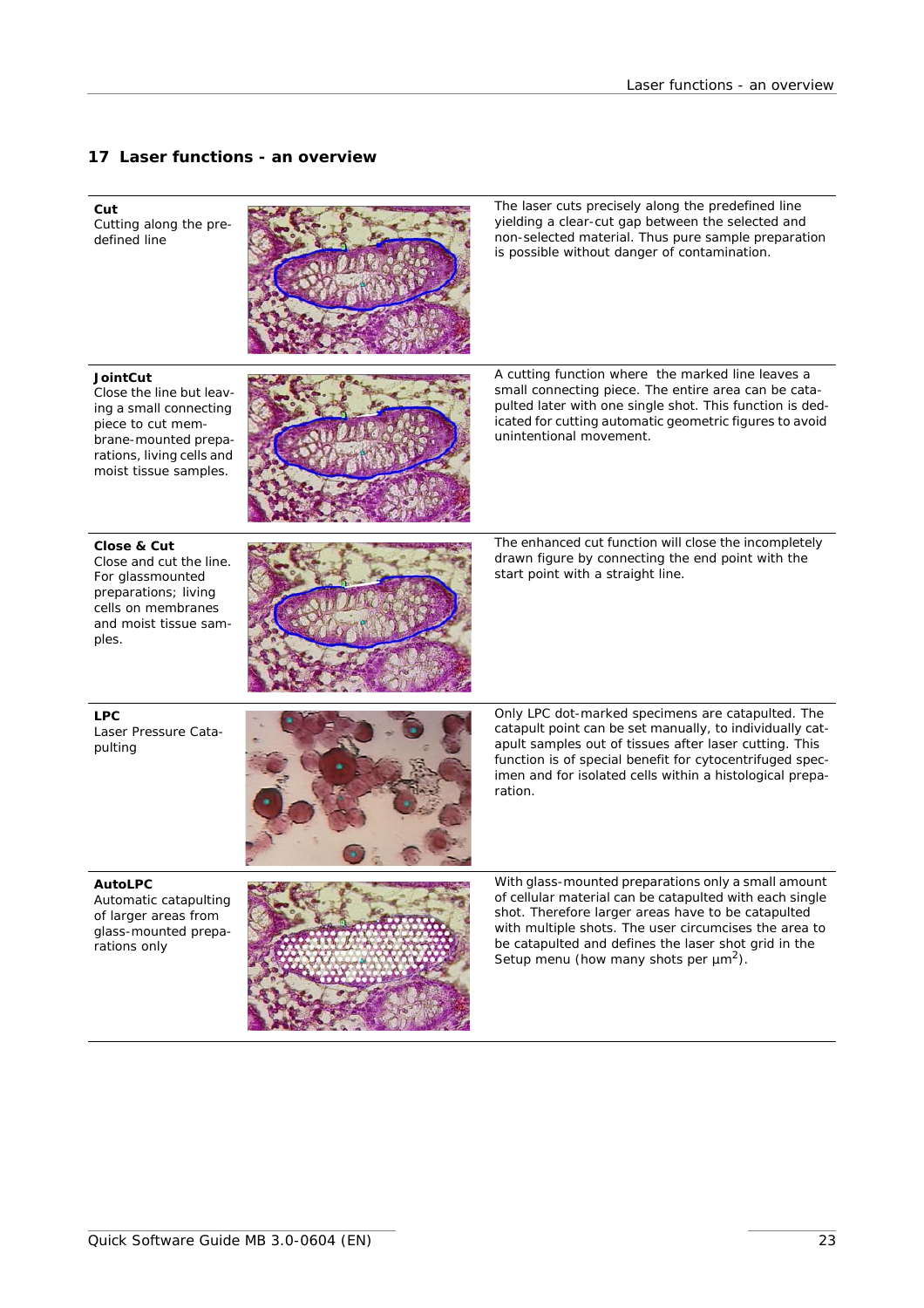## 17 Laser functions - an overview

| Function | Description |
| --- | --- |
| **Cut**<br>Cutting along the predefined line | The laser cuts precisely along the predefined line yielding a clear-cut gap between the selected and non-selected material. Thus pure sample preparation is possible without danger of contamination. |
| **JointCut**<br>Close the line but leaving a small connecting piece to cut membrane-mounted preparations, living cells and moist tissue samples. | A cutting function where the marked line leaves a small connecting piece. The entire area can be catapulted later with one single shot. This function is dedicated for cutting automatic geometric figures to avoid unintentional movement. |
| **Close & Cut**<br>Close and cut the line. For glassmounted preparations; living cells on membranes and moist tissue samples. | The enhanced cut function will close the incompletely drawn figure by connecting the end point with the start point with a straight line. |
| **LPC**<br>Laser Pressure Catapulting | Only LPC dot-marked specimens are catapulted. The catapult point can be set manually, to individually catapult samples out of tissues after laser cutting. This function is of special benefit for cytocentrifuged specimen and for isolated cells within a histological preparation. |
| **AutoLPC**<br>Automatic catapulting of larger areas from glass-mounted preparations only | With glass-mounted preparations only a small amount of cellular material can be catapulted with each single shot. Therefore larger areas have to be catapulted with multiple shots. The user circumcises the area to be catapulted and defines the laser shot grid in the Setup menu (how many shots per $\mu m^2$). |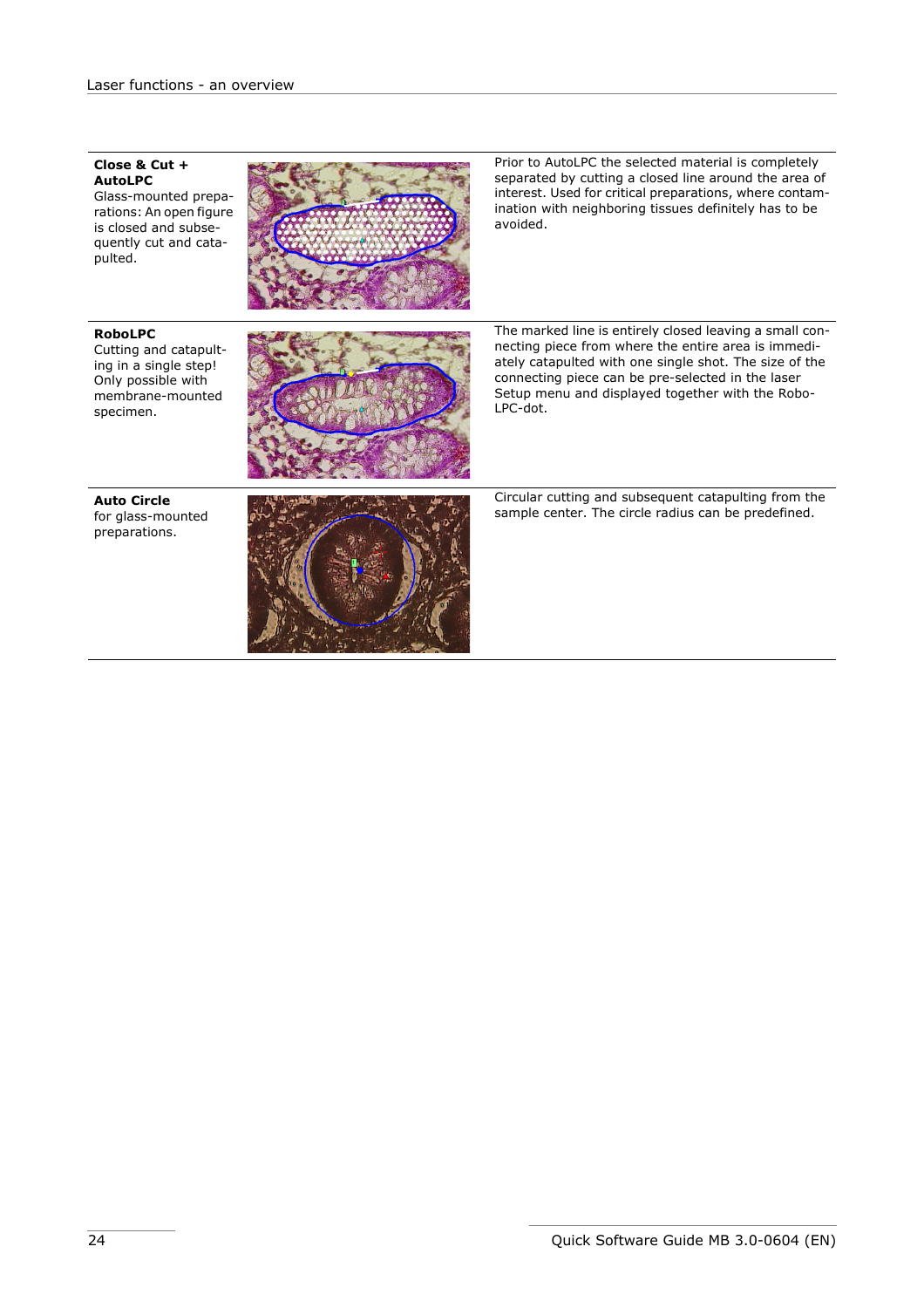| | | |
|---|---|---|
| **Close & Cut + AutoLPC**<br>Glass-mounted preparations: An open figure is closed and subsequently cut and catapulted. | | Prior to AutoLPC the selected material is completely separated by cutting a closed line around the area of interest. Used for critical preparations, where contamination with neighboring tissues definitely has to be avoided. |
| **RoboLPC**<br>Cutting and catapulting in a single step! Only possible with membrane-mounted specimen. | | The marked line is entirely closed leaving a small connecting piece from where the entire area is immediately catapulted with one single shot. The size of the connecting piece can be pre-selected in the laser Setup menu and displayed together with the RoboLPC-dot. |
| **Auto Circle**<br>for glass-mounted preparations. | | Circular cutting and subsequent catapulting from the sample center. The circle radius can be predefined. |